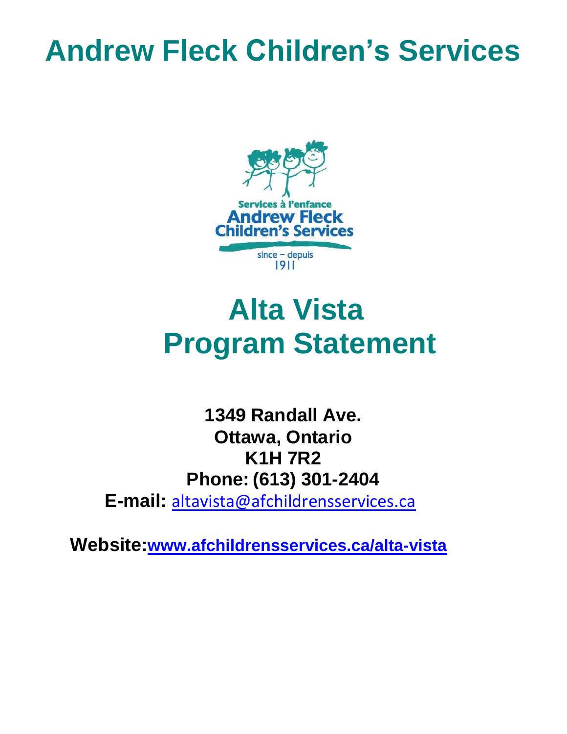# Andrew Fleck Children's Services

# Alta Vista
# Program Statement

**1349 Randall Ave.**
**Ottawa, Ontario**
**K1H 7R2**
**Phone: (613) 301-2404**
**E-mail:** altavista@afchildrensservices.ca

**Website:** **www.afchildrensservices.ca/alta-vista**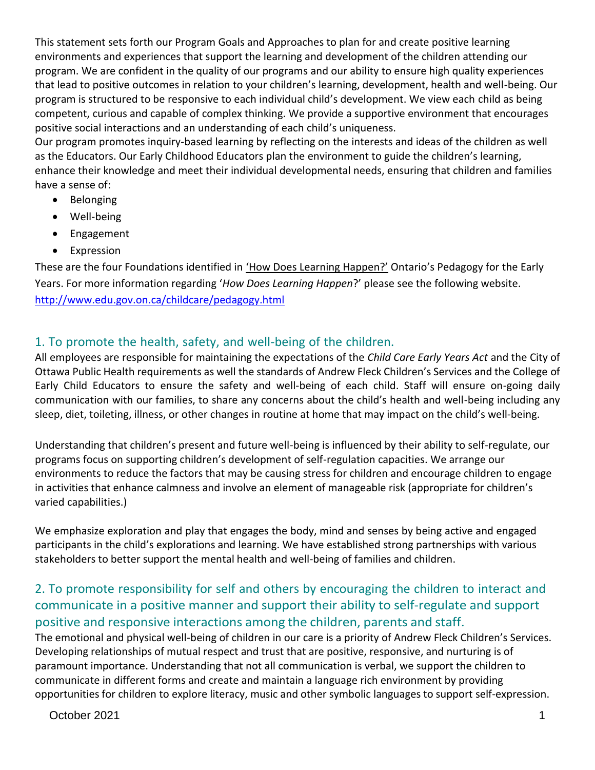This statement sets forth our Program Goals and Approaches to plan for and create positive learning environments and experiences that support the learning and development of the children attending our program. We are confident in the quality of our programs and our ability to ensure high quality experiences that lead to positive outcomes in relation to your children's learning, development, health and well-being. Our program is structured to be responsive to each individual child's development. We view each child as being competent, curious and capable of complex thinking. We provide a supportive environment that encourages positive social interactions and an understanding of each child's uniqueness.

Our program promotes inquiry-based learning by reflecting on the interests and ideas of the children as well as the Educators. Our Early Childhood Educators plan the environment to guide the children's learning, enhance their knowledge and meet their individual developmental needs, ensuring that children and families have a sense of:

- Belonging
- Well-being
- Engagement
- Expression

These are the four Foundations identified in 'How Does Learning Happen?' Ontario's Pedagogy for the Early Years. For more information regarding '*How Does Learning Happen*?' please see the following website. http://www.edu.gov.on.ca/childcare/pedagogy.html

## 1. To promote the health, safety, and well-being of the children.

All employees are responsible for maintaining the expectations of the *Child Care Early Years Act* and the City of Ottawa Public Health requirements as well the standards of Andrew Fleck Children's Services and the College of Early Child Educators to ensure the safety and well-being of each child. Staff will ensure on-going daily communication with our families, to share any concerns about the child's health and well-being including any sleep, diet, toileting, illness, or other changes in routine at home that may impact on the child's well-being.

Understanding that children's present and future well-being is influenced by their ability to self-regulate, our programs focus on supporting children's development of self-regulation capacities. We arrange our environments to reduce the factors that may be causing stress for children and encourage children to engage in activities that enhance calmness and involve an element of manageable risk (appropriate for children's varied capabilities.)

We emphasize exploration and play that engages the body, mind and senses by being active and engaged participants in the child's explorations and learning. We have established strong partnerships with various stakeholders to better support the mental health and well-being of families and children.

## 2. To promote responsibility for self and others by encouraging the children to interact and communicate in a positive manner and support their ability to self-regulate and support positive and responsive interactions among the children, parents and staff.

The emotional and physical well-being of children in our care is a priority of Andrew Fleck Children's Services. Developing relationships of mutual respect and trust that are positive, responsive, and nurturing is of paramount importance. Understanding that not all communication is verbal, we support the children to communicate in different forms and create and maintain a language rich environment by providing opportunities for children to explore literacy, music and other symbolic languages to support self-expression.

October 2021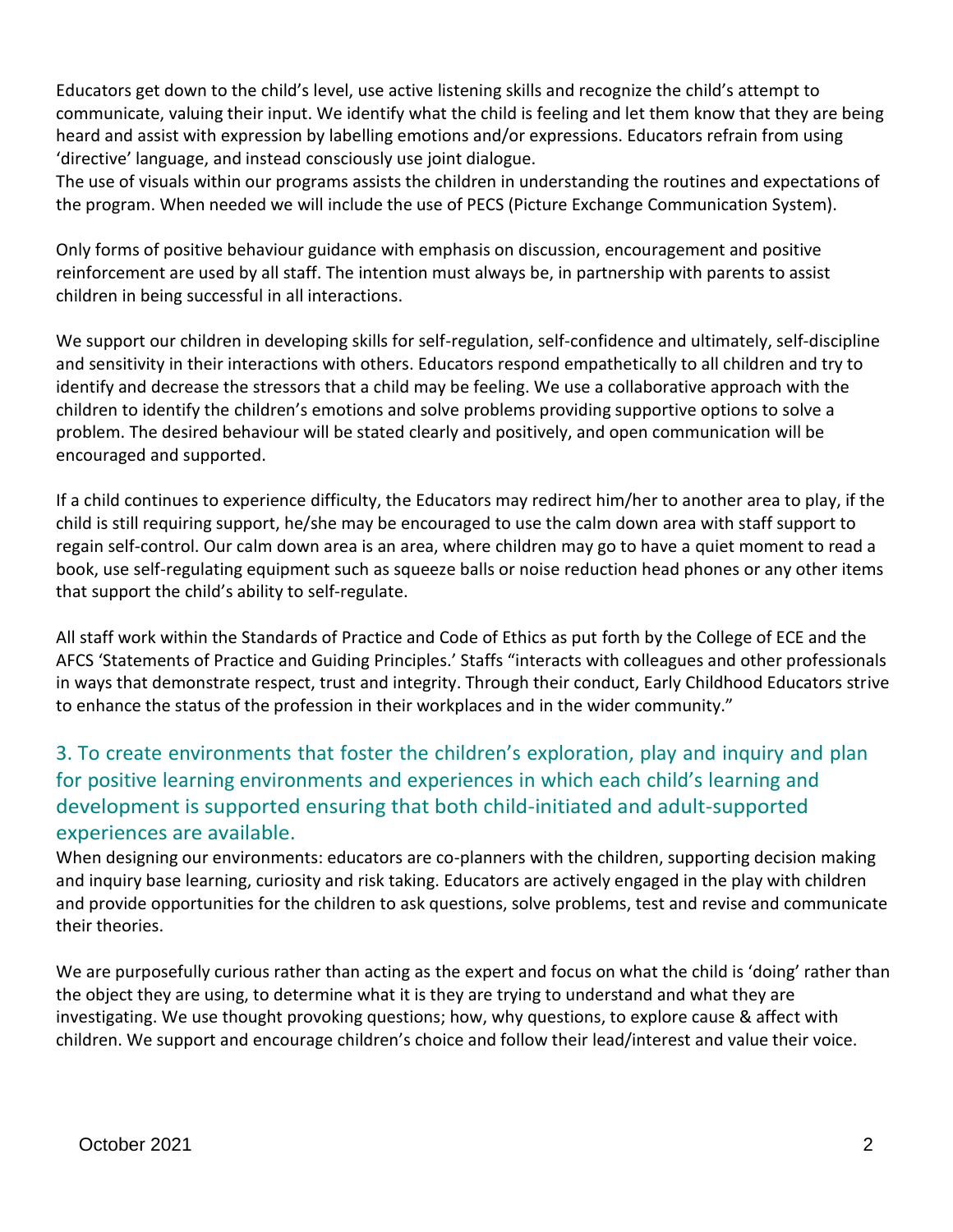Educators get down to the child's level, use active listening skills and recognize the child's attempt to communicate, valuing their input. We identify what the child is feeling and let them know that they are being heard and assist with expression by labelling emotions and/or expressions. Educators refrain from using 'directive' language, and instead consciously use joint dialogue.
The use of visuals within our programs assists the children in understanding the routines and expectations of the program. When needed we will include the use of PECS (Picture Exchange Communication System).

Only forms of positive behaviour guidance with emphasis on discussion, encouragement and positive reinforcement are used by all staff. The intention must always be, in partnership with parents to assist children in being successful in all interactions.

We support our children in developing skills for self-regulation, self-confidence and ultimately, self-discipline and sensitivity in their interactions with others. Educators respond empathetically to all children and try to identify and decrease the stressors that a child may be feeling. We use a collaborative approach with the children to identify the children's emotions and solve problems providing supportive options to solve a problem. The desired behaviour will be stated clearly and positively, and open communication will be encouraged and supported.

If a child continues to experience difficulty, the Educators may redirect him/her to another area to play, if the child is still requiring support, he/she may be encouraged to use the calm down area with staff support to regain self-control. Our calm down area is an area, where children may go to have a quiet moment to read a book, use self-regulating equipment such as squeeze balls or noise reduction head phones or any other items that support the child's ability to self-regulate.

All staff work within the Standards of Practice and Code of Ethics as put forth by the College of ECE and the AFCS 'Statements of Practice and Guiding Principles.' Staffs "interacts with colleagues and other professionals in ways that demonstrate respect, trust and integrity. Through their conduct, Early Childhood Educators strive to enhance the status of the profession in their workplaces and in the wider community."

## 3. To create environments that foster the children's exploration, play and inquiry and plan for positive learning environments and experiences in which each child's learning and development is supported ensuring that both child-initiated and adult-supported experiences are available.

When designing our environments: educators are co-planners with the children, supporting decision making and inquiry base learning, curiosity and risk taking. Educators are actively engaged in the play with children and provide opportunities for the children to ask questions, solve problems, test and revise and communicate their theories.

We are purposefully curious rather than acting as the expert and focus on what the child is 'doing' rather than the object they are using, to determine what it is they are trying to understand and what they are investigating. We use thought provoking questions; how, why questions, to explore cause & affect with children. We support and encourage children's choice and follow their lead/interest and value their voice.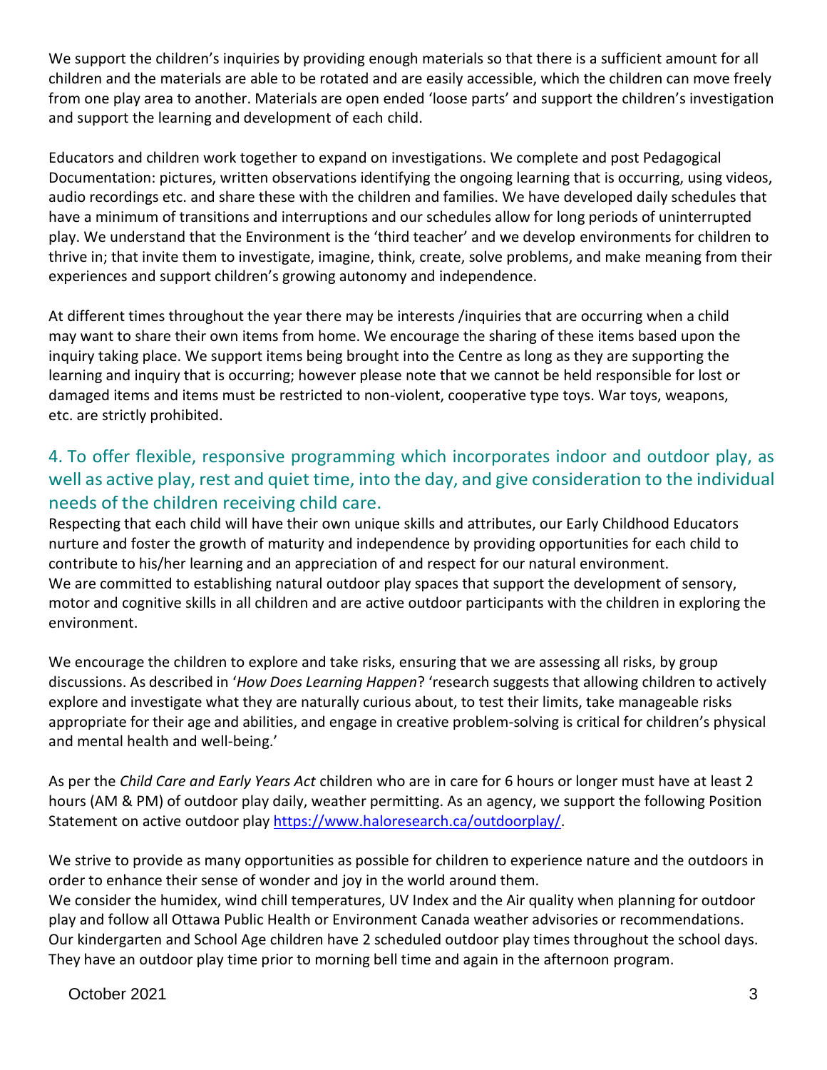We support the children's inquiries by providing enough materials so that there is a sufficient amount for all children and the materials are able to be rotated and are easily accessible, which the children can move freely from one play area to another. Materials are open ended 'loose parts' and support the children's investigation and support the learning and development of each child.

Educators and children work together to expand on investigations. We complete and post Pedagogical Documentation: pictures, written observations identifying the ongoing learning that is occurring, using videos, audio recordings etc. and share these with the children and families. We have developed daily schedules that have a minimum of transitions and interruptions and our schedules allow for long periods of uninterrupted play. We understand that the Environment is the 'third teacher' and we develop environments for children to thrive in; that invite them to investigate, imagine, think, create, solve problems, and make meaning from their experiences and support children's growing autonomy and independence.

At different times throughout the year there may be interests /inquiries that are occurring when a child may want to share their own items from home. We encourage the sharing of these items based upon the inquiry taking place. We support items being brought into the Centre as long as they are supporting the learning and inquiry that is occurring; however please note that we cannot be held responsible for lost or damaged items and items must be restricted to non-violent, cooperative type toys. War toys, weapons, etc. are strictly prohibited.

## 4. To offer flexible, responsive programming which incorporates indoor and outdoor play, as well as active play, rest and quiet time, into the day, and give consideration to the individual needs of the children receiving child care.

Respecting that each child will have their own unique skills and attributes, our Early Childhood Educators nurture and foster the growth of maturity and independence by providing opportunities for each child to contribute to his/her learning and an appreciation of and respect for our natural environment.
We are committed to establishing natural outdoor play spaces that support the development of sensory, motor and cognitive skills in all children and are active outdoor participants with the children in exploring the environment.

We encourage the children to explore and take risks, ensuring that we are assessing all risks, by group discussions. As described in '*How Does Learning Happen*? 'research suggests that allowing children to actively explore and investigate what they are naturally curious about, to test their limits, take manageable risks appropriate for their age and abilities, and engage in creative problem-solving is critical for children's physical and mental health and well-being.'

As per the *Child Care and Early Years Act* children who are in care for 6 hours or longer must have at least 2 hours (AM & PM) of outdoor play daily, weather permitting. As an agency, we support the following Position Statement on active outdoor play [https://www.haloresearch.ca/outdoorplay/](https://www.haloresearch.ca/outdoorplay/).

We strive to provide as many opportunities as possible for children to experience nature and the outdoors in order to enhance their sense of wonder and joy in the world around them.
We consider the humidex, wind chill temperatures, UV Index and the Air quality when planning for outdoor play and follow all Ottawa Public Health or Environment Canada weather advisories or recommendations.
Our kindergarten and School Age children have 2 scheduled outdoor play times throughout the school days. They have an outdoor play time prior to morning bell time and again in the afternoon program.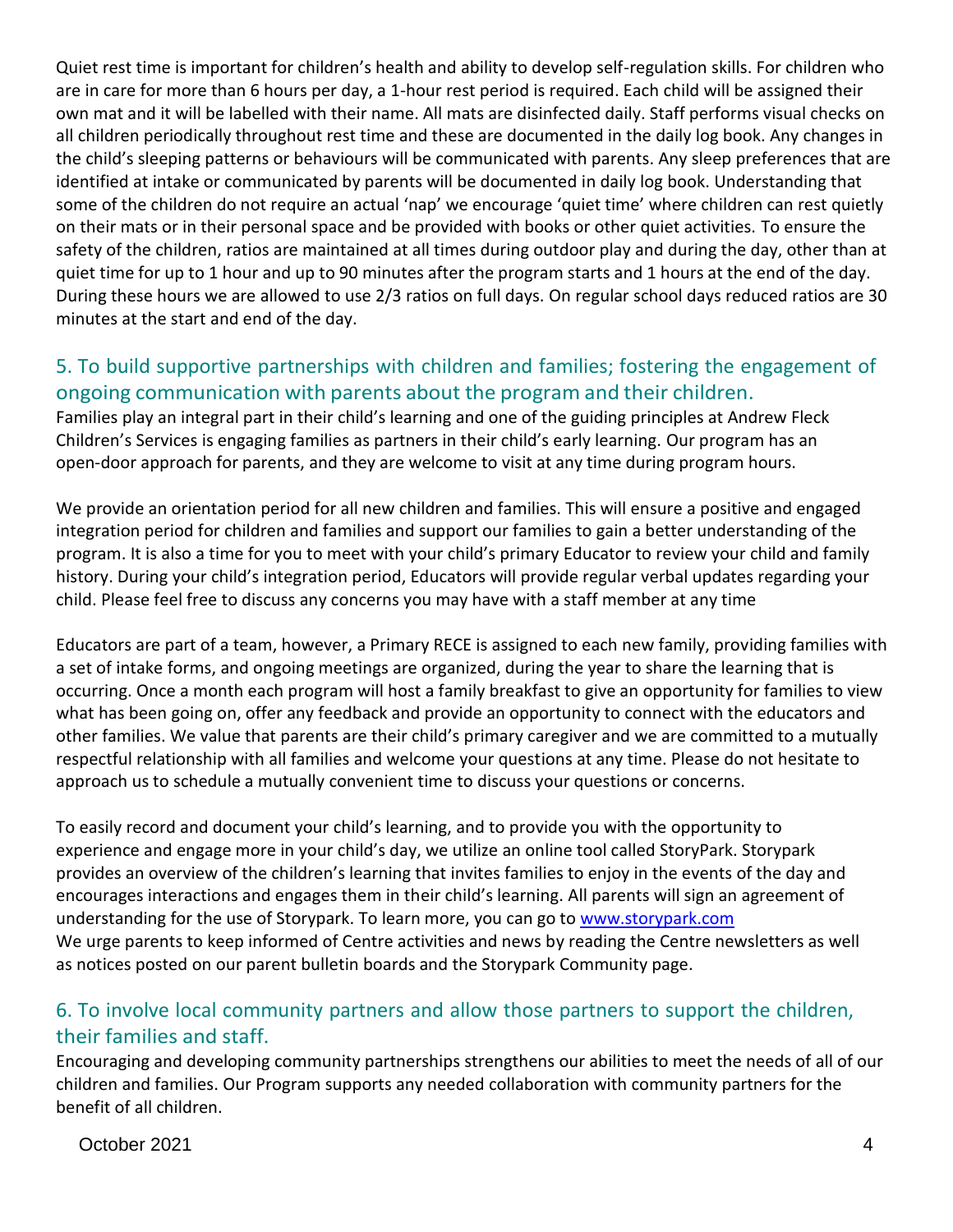Quiet rest time is important for children's health and ability to develop self-regulation skills. For children who are in care for more than 6 hours per day, a 1-hour rest period is required. Each child will be assigned their own mat and it will be labelled with their name. All mats are disinfected daily. Staff performs visual checks on all children periodically throughout rest time and these are documented in the daily log book. Any changes in the child's sleeping patterns or behaviours will be communicated with parents. Any sleep preferences that are identified at intake or communicated by parents will be documented in daily log book. Understanding that some of the children do not require an actual 'nap' we encourage 'quiet time' where children can rest quietly on their mats or in their personal space and be provided with books or other quiet activities. To ensure the safety of the children, ratios are maintained at all times during outdoor play and during the day, other than at quiet time for up to 1 hour and up to 90 minutes after the program starts and 1 hours at the end of the day. During these hours we are allowed to use 2/3 ratios on full days. On regular school days reduced ratios are 30 minutes at the start and end of the day.

## 5. To build supportive partnerships with children and families; fostering the engagement of ongoing communication with parents about the program and their children.

Families play an integral part in their child's learning and one of the guiding principles at Andrew Fleck Children's Services is engaging families as partners in their child's early learning. Our program has an open-door approach for parents, and they are welcome to visit at any time during program hours.

We provide an orientation period for all new children and families. This will ensure a positive and engaged integration period for children and families and support our families to gain a better understanding of the program. It is also a time for you to meet with your child's primary Educator to review your child and family history. During your child's integration period, Educators will provide regular verbal updates regarding your child. Please feel free to discuss any concerns you may have with a staff member at any time

Educators are part of a team, however, a Primary RECE is assigned to each new family, providing families with a set of intake forms, and ongoing meetings are organized, during the year to share the learning that is occurring. Once a month each program will host a family breakfast to give an opportunity for families to view what has been going on, offer any feedback and provide an opportunity to connect with the educators and other families. We value that parents are their child's primary caregiver and we are committed to a mutually respectful relationship with all families and welcome your questions at any time. Please do not hesitate to approach us to schedule a mutually convenient time to discuss your questions or concerns.

To easily record and document your child's learning, and to provide you with the opportunity to experience and engage more in your child's day, we utilize an online tool called StoryPark. Storypark provides an overview of the children's learning that invites families to enjoy in the events of the day and encourages interactions and engages them in their child's learning. All parents will sign an agreement of understanding for the use of Storypark. To learn more, you can go to www.storypark.com
We urge parents to keep informed of Centre activities and news by reading the Centre newsletters as well as notices posted on our parent bulletin boards and the Storypark Community page.

## 6. To involve local community partners and allow those partners to support the children, their families and staff.

Encouraging and developing community partnerships strengthens our abilities to meet the needs of all of our children and families. Our Program supports any needed collaboration with community partners for the benefit of all children.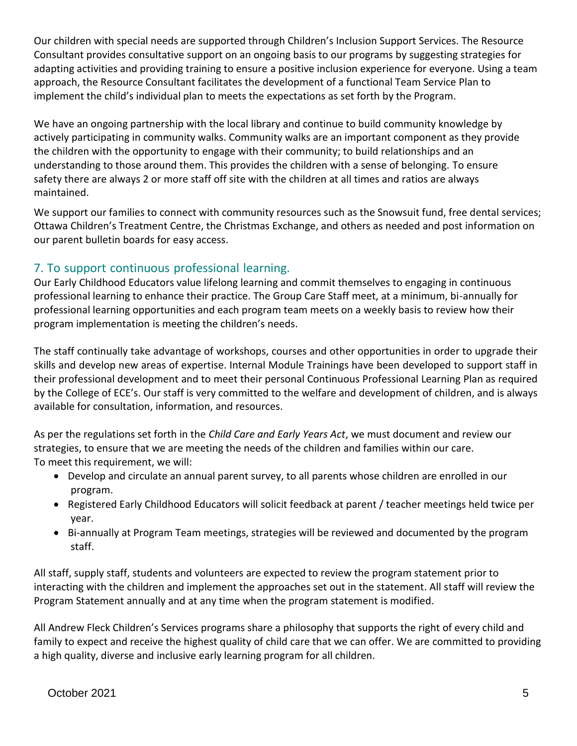Our children with special needs are supported through Children's Inclusion Support Services. The Resource Consultant provides consultative support on an ongoing basis to our programs by suggesting strategies for adapting activities and providing training to ensure a positive inclusion experience for everyone. Using a team approach, the Resource Consultant facilitates the development of a functional Team Service Plan to implement the child's individual plan to meets the expectations as set forth by the Program.

We have an ongoing partnership with the local library and continue to build community knowledge by actively participating in community walks. Community walks are an important component as they provide the children with the opportunity to engage with their community; to build relationships and an understanding to those around them. This provides the children with a sense of belonging. To ensure safety there are always 2 or more staff off site with the children at all times and ratios are always maintained.

We support our families to connect with community resources such as the Snowsuit fund, free dental services; Ottawa Children's Treatment Centre, the Christmas Exchange, and others as needed and post information on our parent bulletin boards for easy access.

## 7. To support continuous professional learning.

Our Early Childhood Educators value lifelong learning and commit themselves to engaging in continuous professional learning to enhance their practice. The Group Care Staff meet, at a minimum, bi-annually for professional learning opportunities and each program team meets on a weekly basis to review how their program implementation is meeting the children's needs.

The staff continually take advantage of workshops, courses and other opportunities in order to upgrade their skills and develop new areas of expertise. Internal Module Trainings have been developed to support staff in their professional development and to meet their personal Continuous Professional Learning Plan as required by the College of ECE's. Our staff is very committed to the welfare and development of children, and is always available for consultation, information, and resources.

As per the regulations set forth in the *Child Care and Early Years Act*, we must document and review our strategies, to ensure that we are meeting the needs of the children and families within our care. To meet this requirement, we will:

- Develop and circulate an annual parent survey, to all parents whose children are enrolled in our program.
- Registered Early Childhood Educators will solicit feedback at parent / teacher meetings held twice per year.
- Bi-annually at Program Team meetings, strategies will be reviewed and documented by the program staff.

All staff, supply staff, students and volunteers are expected to review the program statement prior to interacting with the children and implement the approaches set out in the statement. All staff will review the Program Statement annually and at any time when the program statement is modified.

All Andrew Fleck Children's Services programs share a philosophy that supports the right of every child and family to expect and receive the highest quality of child care that we can offer. We are committed to providing a high quality, diverse and inclusive early learning program for all children.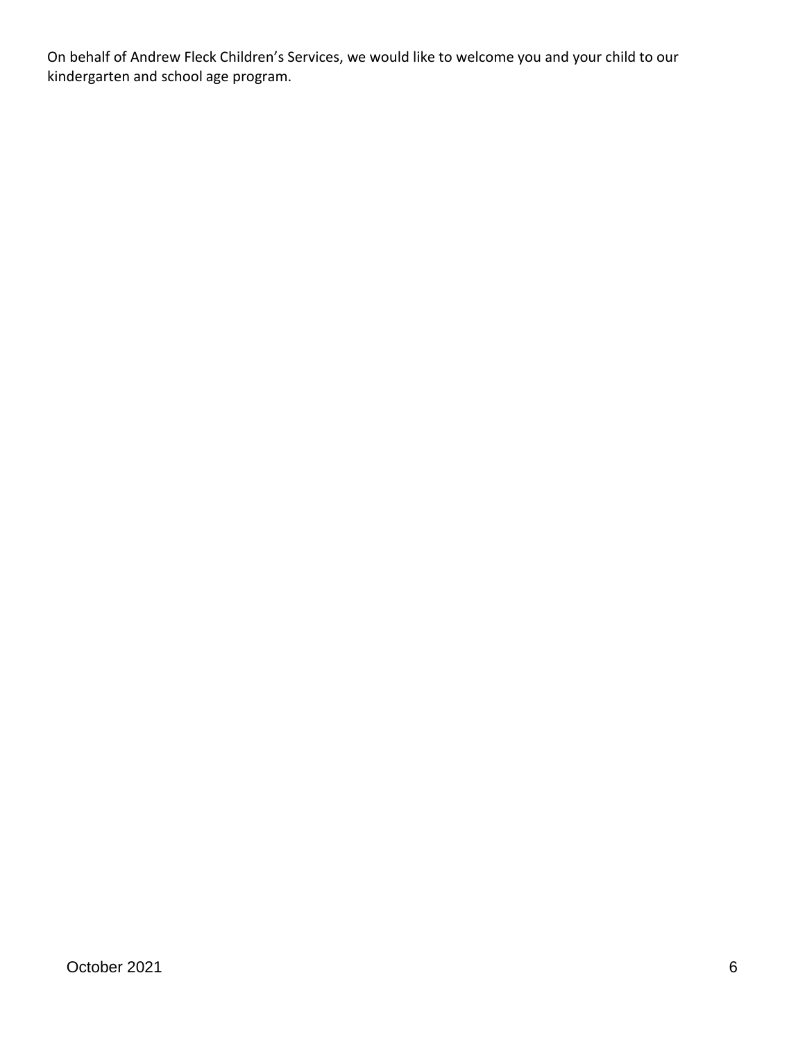On behalf of Andrew Fleck Children's Services, we would like to welcome you and your child to our kindergarten and school age program.